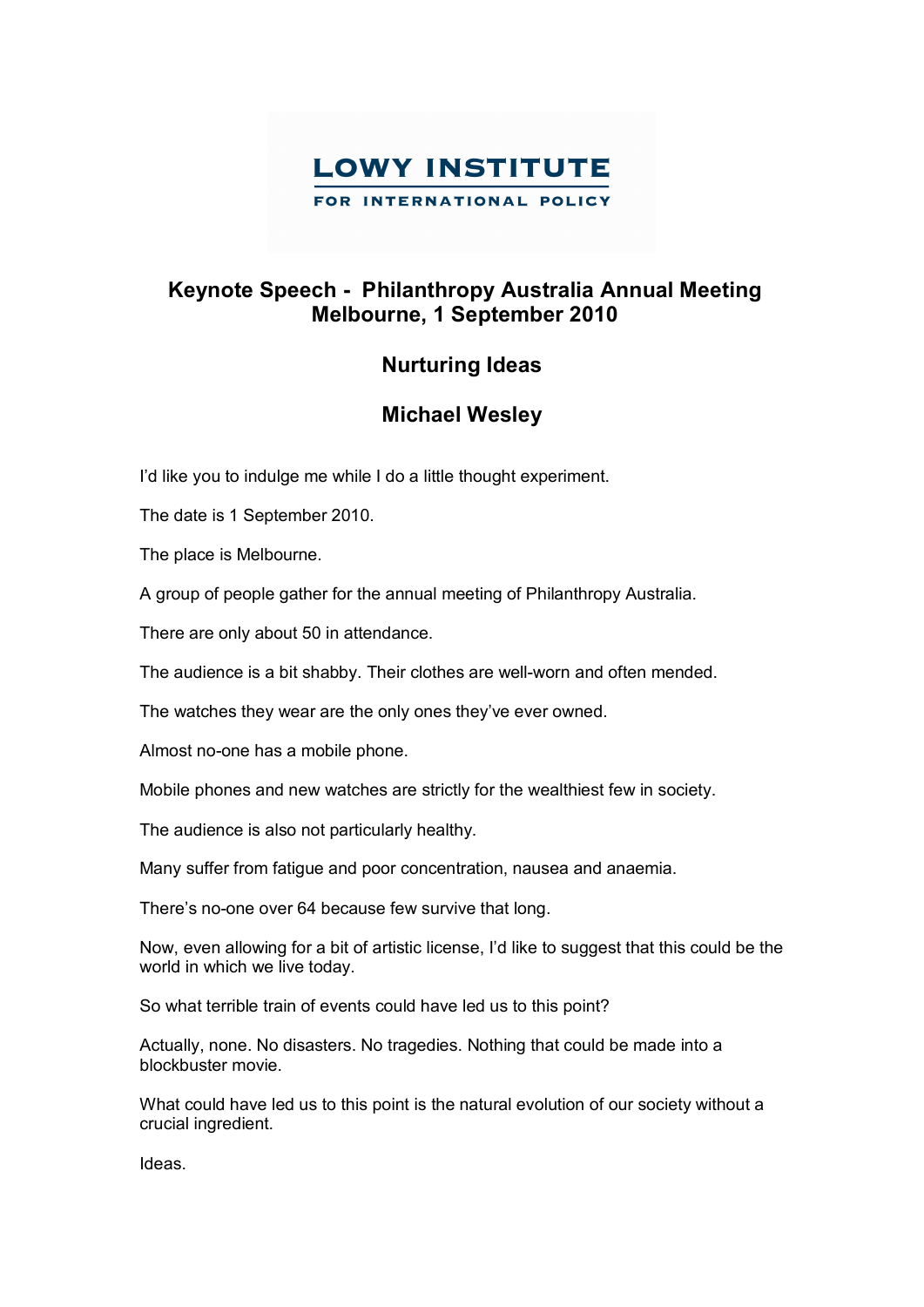LOWY INSTITUTE

FOR INTERNATIONAL POLICY

# Keynote Speech - Philanthropy Australia Annual Meeting Melbourne, 1 September 2010

## Nurturing Ideas

## Michael Wesley

I'd like you to indulge me while I do a little thought experiment.

The date is 1 September 2010.

The place is Melbourne.

A group of people gather for the annual meeting of Philanthropy Australia.

There are only about 50 in attendance.

The audience is a bit shabby. Their clothes are well-worn and often mended.

The watches they wear are the only ones they've ever owned.

Almost no-one has a mobile phone.

Mobile phones and new watches are strictly for the wealthiest few in society.

The audience is also not particularly healthy.

Many suffer from fatigue and poor concentration, nausea and anaemia.

There's no-one over 64 because few survive that long.

Now, even allowing for a bit of artistic license, I'd like to suggest that this could be the world in which we live today.

So what terrible train of events could have led us to this point?

Actually, none. No disasters. No tragedies. Nothing that could be made into a blockbuster movie.

What could have led us to this point is the natural evolution of our society without a crucial ingredient.

Ideas.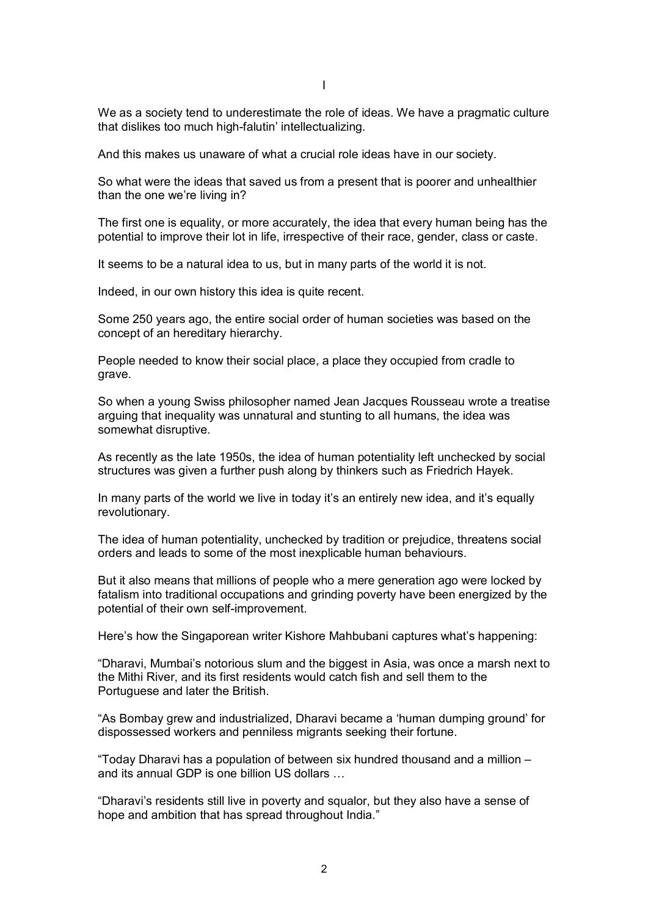# I

We as a society tend to underestimate the role of ideas. We have a pragmatic culture that dislikes too much high-falutin' intellectualizing.

And this makes us unaware of what a crucial role ideas have in our society.

So what were the ideas that saved us from a present that is poorer and unhealthier than the one we're living in?

The first one is equality, or more accurately, the idea that every human being has the potential to improve their lot in life, irrespective of their race, gender, class or caste.

It seems to be a natural idea to us, but in many parts of the world it is not.

Indeed, in our own history this idea is quite recent.

Some 250 years ago, the entire social order of human societies was based on the concept of an hereditary hierarchy.

People needed to know their social place, a place they occupied from cradle to grave.

So when a young Swiss philosopher named Jean Jacques Rousseau wrote a treatise arguing that inequality was unnatural and stunting to all humans, the idea was somewhat disruptive.

As recently as the late 1950s, the idea of human potentiality left unchecked by social structures was given a further push along by thinkers such as Friedrich Hayek.

In many parts of the world we live in today it's an entirely new idea, and it's equally revolutionary.

The idea of human potentiality, unchecked by tradition or prejudice, threatens social orders and leads to some of the most inexplicable human behaviours.

But it also means that millions of people who a mere generation ago were locked by fatalism into traditional occupations and grinding poverty have been energized by the potential of their own self-improvement.

Here's how the Singaporean writer Kishore Mahbubani captures what's happening:

"Dharavi, Mumbai's notorious slum and the biggest in Asia, was once a marsh next to the Mithi River, and its first residents would catch fish and sell them to the Portuguese and later the British.

"As Bombay grew and industrialized, Dharavi became a 'human dumping ground' for dispossessed workers and penniless migrants seeking their fortune.

"Today Dharavi has a population of between six hundred thousand and a million – and its annual GDP is one billion US dollars …

"Dharavi's residents still live in poverty and squalor, but they also have a sense of hope and ambition that has spread throughout India."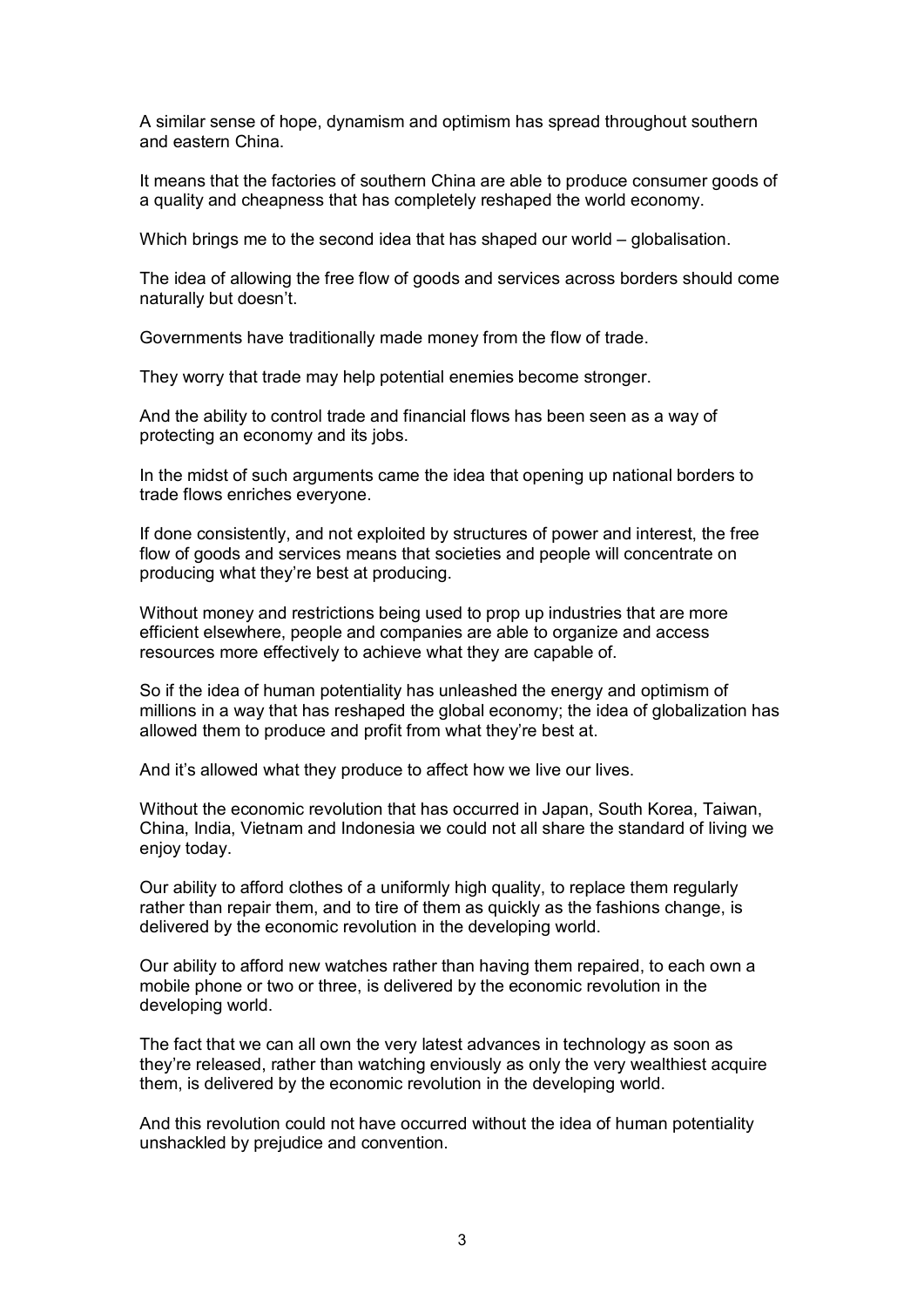A similar sense of hope, dynamism and optimism has spread throughout southern and eastern China.

It means that the factories of southern China are able to produce consumer goods of a quality and cheapness that has completely reshaped the world economy.

Which brings me to the second idea that has shaped our world – globalisation.

The idea of allowing the free flow of goods and services across borders should come naturally but doesn't.

Governments have traditionally made money from the flow of trade.

They worry that trade may help potential enemies become stronger.

And the ability to control trade and financial flows has been seen as a way of protecting an economy and its jobs.

In the midst of such arguments came the idea that opening up national borders to trade flows enriches everyone.

If done consistently, and not exploited by structures of power and interest, the free flow of goods and services means that societies and people will concentrate on producing what they're best at producing.

Without money and restrictions being used to prop up industries that are more efficient elsewhere, people and companies are able to organize and access resources more effectively to achieve what they are capable of.

So if the idea of human potentiality has unleashed the energy and optimism of millions in a way that has reshaped the global economy; the idea of globalization has allowed them to produce and profit from what they're best at.

And it's allowed what they produce to affect how we live our lives.

Without the economic revolution that has occurred in Japan, South Korea, Taiwan, China, India, Vietnam and Indonesia we could not all share the standard of living we enjoy today.

Our ability to afford clothes of a uniformly high quality, to replace them regularly rather than repair them, and to tire of them as quickly as the fashions change, is delivered by the economic revolution in the developing world.

Our ability to afford new watches rather than having them repaired, to each own a mobile phone or two or three, is delivered by the economic revolution in the developing world.

The fact that we can all own the very latest advances in technology as soon as they're released, rather than watching enviously as only the very wealthiest acquire them, is delivered by the economic revolution in the developing world.

And this revolution could not have occurred without the idea of human potentiality unshackled by prejudice and convention.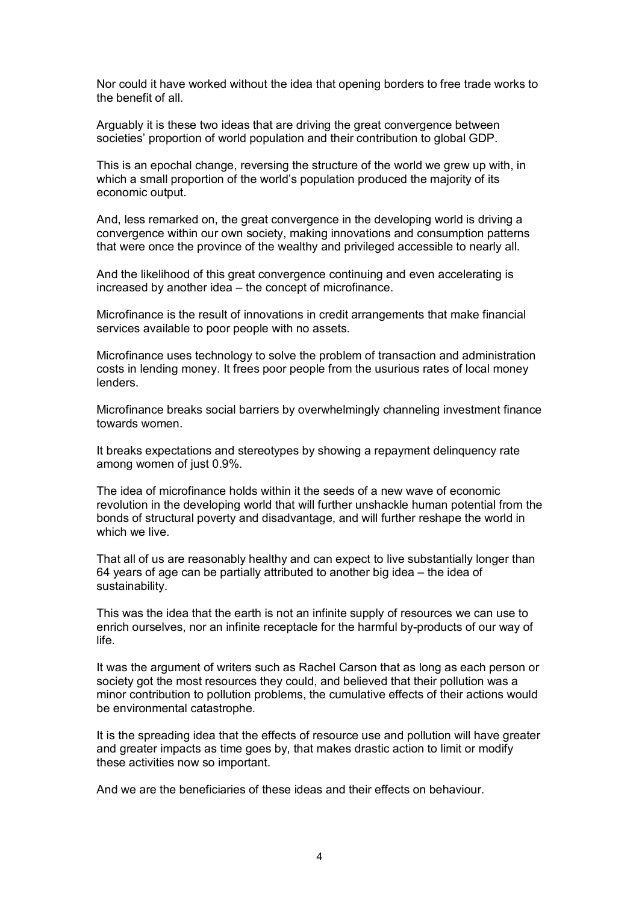Nor could it have worked without the idea that opening borders to free trade works to the benefit of all.

Arguably it is these two ideas that are driving the great convergence between societies' proportion of world population and their contribution to global GDP.

This is an epochal change, reversing the structure of the world we grew up with, in which a small proportion of the world's population produced the majority of its economic output.

And, less remarked on, the great convergence in the developing world is driving a convergence within our own society, making innovations and consumption patterns that were once the province of the wealthy and privileged accessible to nearly all.

And the likelihood of this great convergence continuing and even accelerating is increased by another idea – the concept of microfinance.

Microfinance is the result of innovations in credit arrangements that make financial services available to poor people with no assets.

Microfinance uses technology to solve the problem of transaction and administration costs in lending money. It frees poor people from the usurious rates of local money lenders.

Microfinance breaks social barriers by overwhelmingly channeling investment finance towards women.

It breaks expectations and stereotypes by showing a repayment delinquency rate among women of just 0.9%.

The idea of microfinance holds within it the seeds of a new wave of economic revolution in the developing world that will further unshackle human potential from the bonds of structural poverty and disadvantage, and will further reshape the world in which we live.

That all of us are reasonably healthy and can expect to live substantially longer than 64 years of age can be partially attributed to another big idea – the idea of sustainability.

This was the idea that the earth is not an infinite supply of resources we can use to enrich ourselves, nor an infinite receptacle for the harmful by-products of our way of life.

It was the argument of writers such as Rachel Carson that as long as each person or society got the most resources they could, and believed that their pollution was a minor contribution to pollution problems, the cumulative effects of their actions would be environmental catastrophe.

It is the spreading idea that the effects of resource use and pollution will have greater and greater impacts as time goes by, that makes drastic action to limit or modify these activities now so important.

And we are the beneficiaries of these ideas and their effects on behaviour.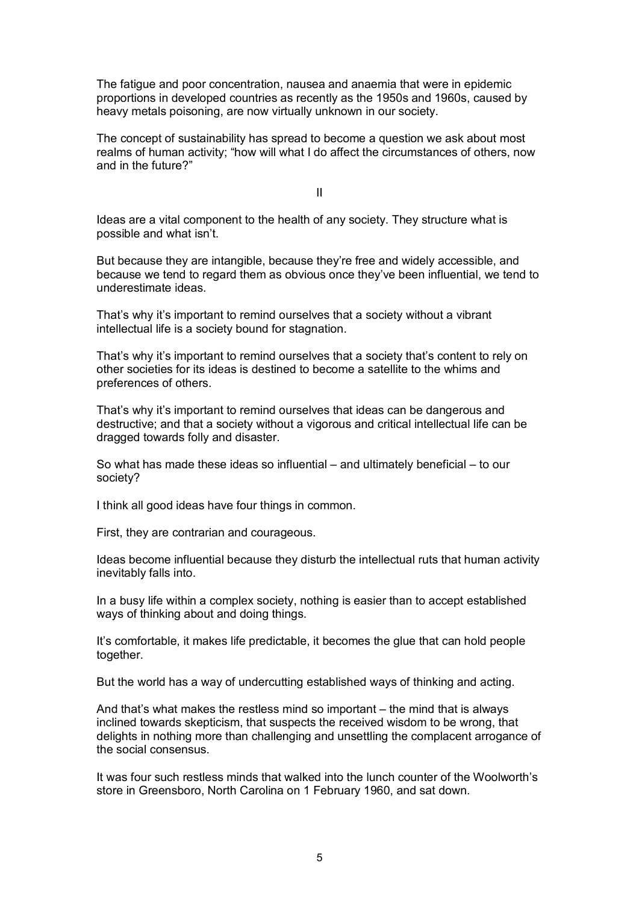The fatigue and poor concentration, nausea and anaemia that were in epidemic proportions in developed countries as recently as the 1950s and 1960s, caused by heavy metals poisoning, are now virtually unknown in our society.

The concept of sustainability has spread to become a question we ask about most realms of human activity; "how will what I do affect the circumstances of others, now and in the future?"

## II

Ideas are a vital component to the health of any society. They structure what is possible and what isn't.

But because they are intangible, because they're free and widely accessible, and because we tend to regard them as obvious once they've been influential, we tend to underestimate ideas.

That's why it's important to remind ourselves that a society without a vibrant intellectual life is a society bound for stagnation.

That's why it's important to remind ourselves that a society that's content to rely on other societies for its ideas is destined to become a satellite to the whims and preferences of others.

That's why it's important to remind ourselves that ideas can be dangerous and destructive; and that a society without a vigorous and critical intellectual life can be dragged towards folly and disaster.

So what has made these ideas so influential – and ultimately beneficial – to our society?

I think all good ideas have four things in common.

First, they are contrarian and courageous.

Ideas become influential because they disturb the intellectual ruts that human activity inevitably falls into.

In a busy life within a complex society, nothing is easier than to accept established ways of thinking about and doing things.

It's comfortable, it makes life predictable, it becomes the glue that can hold people together.

But the world has a way of undercutting established ways of thinking and acting.

And that's what makes the restless mind so important – the mind that is always inclined towards skepticism, that suspects the received wisdom to be wrong, that delights in nothing more than challenging and unsettling the complacent arrogance of the social consensus.

It was four such restless minds that walked into the lunch counter of the Woolworth's store in Greensboro, North Carolina on 1 February 1960, and sat down.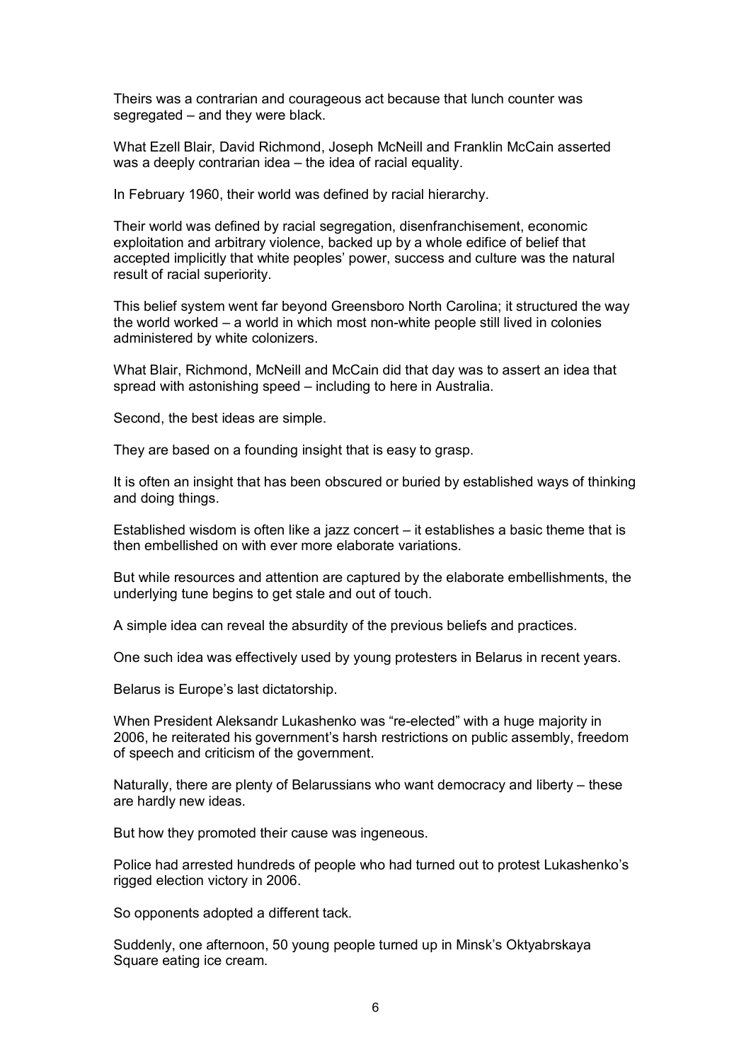Theirs was a contrarian and courageous act because that lunch counter was segregated – and they were black.

What Ezell Blair, David Richmond, Joseph McNeill and Franklin McCain asserted was a deeply contrarian idea – the idea of racial equality.

In February 1960, their world was defined by racial hierarchy.

Their world was defined by racial segregation, disenfranchisement, economic exploitation and arbitrary violence, backed up by a whole edifice of belief that accepted implicitly that white peoples' power, success and culture was the natural result of racial superiority.

This belief system went far beyond Greensboro North Carolina; it structured the way the world worked – a world in which most non-white people still lived in colonies administered by white colonizers.

What Blair, Richmond, McNeill and McCain did that day was to assert an idea that spread with astonishing speed – including to here in Australia.

Second, the best ideas are simple.

They are based on a founding insight that is easy to grasp.

It is often an insight that has been obscured or buried by established ways of thinking and doing things.

Established wisdom is often like a jazz concert – it establishes a basic theme that is then embellished on with ever more elaborate variations.

But while resources and attention are captured by the elaborate embellishments, the underlying tune begins to get stale and out of touch.

A simple idea can reveal the absurdity of the previous beliefs and practices.

One such idea was effectively used by young protesters in Belarus in recent years.

Belarus is Europe's last dictatorship.

When President Aleksandr Lukashenko was "re-elected" with a huge majority in 2006, he reiterated his government's harsh restrictions on public assembly, freedom of speech and criticism of the government.

Naturally, there are plenty of Belarussians who want democracy and liberty – these are hardly new ideas.

But how they promoted their cause was ingeneous.

Police had arrested hundreds of people who had turned out to protest Lukashenko's rigged election victory in 2006.

So opponents adopted a different tack.

Suddenly, one afternoon, 50 young people turned up in Minsk's Oktyabrskaya Square eating ice cream.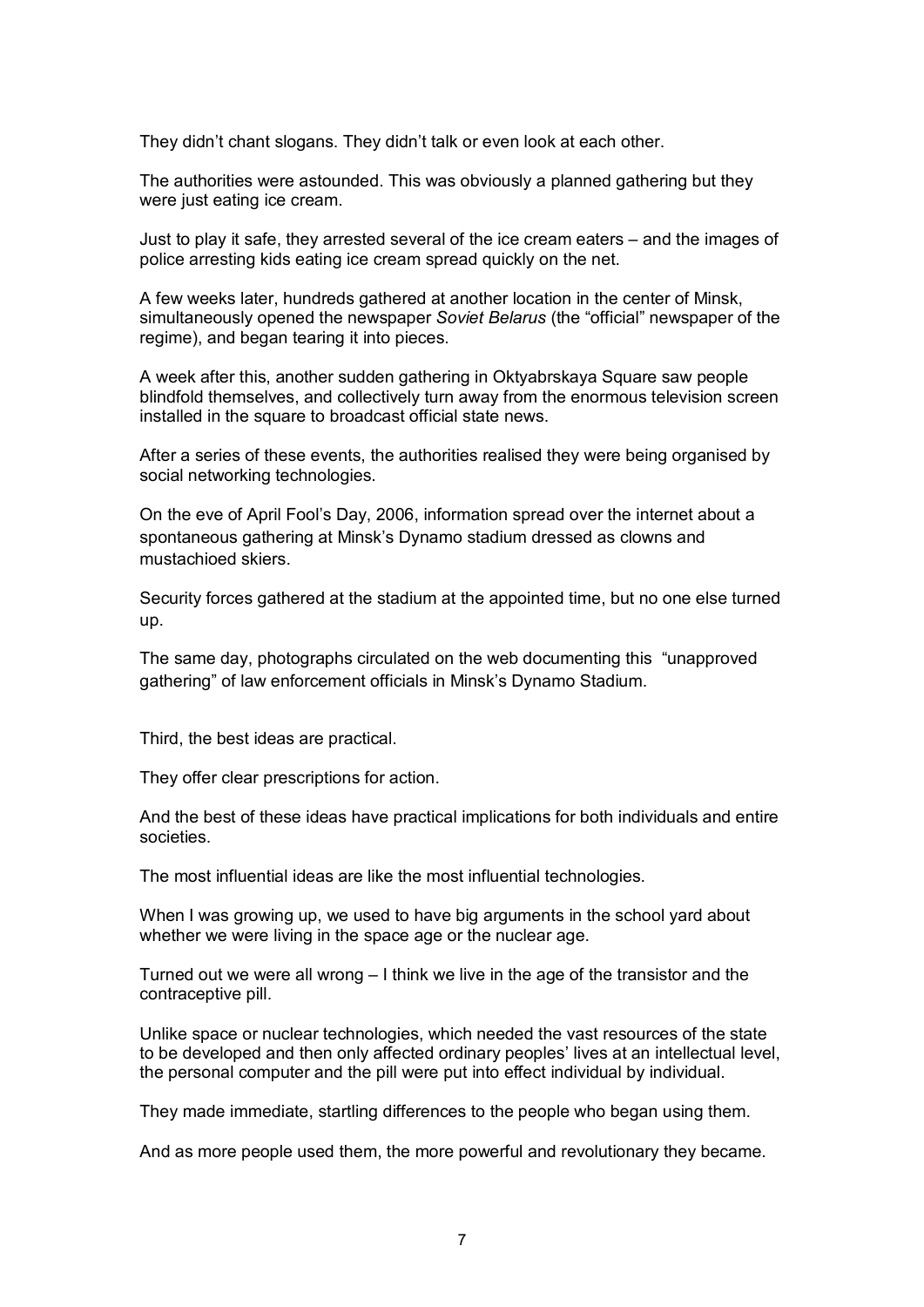They didn't chant slogans. They didn't talk or even look at each other.

The authorities were astounded. This was obviously a planned gathering but they were just eating ice cream.

Just to play it safe, they arrested several of the ice cream eaters – and the images of police arresting kids eating ice cream spread quickly on the net.

A few weeks later, hundreds gathered at another location in the center of Minsk, simultaneously opened the newspaper *Soviet Belarus* (the "official" newspaper of the regime), and began tearing it into pieces.

A week after this, another sudden gathering in Oktyabrskaya Square saw people blindfold themselves, and collectively turn away from the enormous television screen installed in the square to broadcast official state news.

After a series of these events, the authorities realised they were being organised by social networking technologies.

On the eve of April Fool's Day, 2006, information spread over the internet about a spontaneous gathering at Minsk's Dynamo stadium dressed as clowns and mustachioed skiers.

Security forces gathered at the stadium at the appointed time, but no one else turned up.

The same day, photographs circulated on the web documenting this "unapproved gathering" of law enforcement officials in Minsk's Dynamo Stadium.

Third, the best ideas are practical.

They offer clear prescriptions for action.

And the best of these ideas have practical implications for both individuals and entire societies.

The most influential ideas are like the most influential technologies.

When I was growing up, we used to have big arguments in the school yard about whether we were living in the space age or the nuclear age.

Turned out we were all wrong – I think we live in the age of the transistor and the contraceptive pill.

Unlike space or nuclear technologies, which needed the vast resources of the state to be developed and then only affected ordinary peoples' lives at an intellectual level, the personal computer and the pill were put into effect individual by individual.

They made immediate, startling differences to the people who began using them.

And as more people used them, the more powerful and revolutionary they became.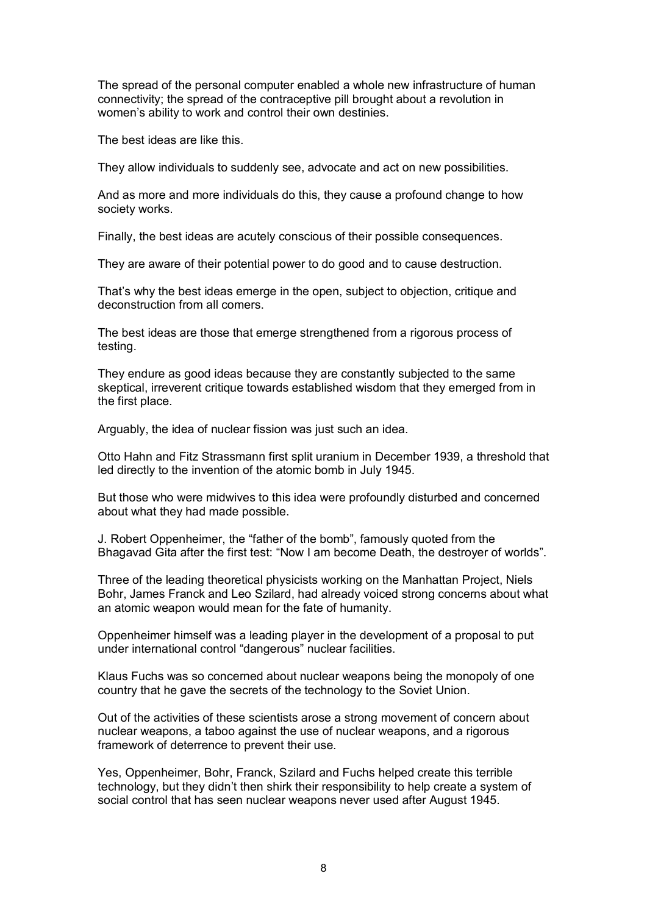The spread of the personal computer enabled a whole new infrastructure of human connectivity; the spread of the contraceptive pill brought about a revolution in women's ability to work and control their own destinies.

The best ideas are like this.

They allow individuals to suddenly see, advocate and act on new possibilities.

And as more and more individuals do this, they cause a profound change to how society works.

Finally, the best ideas are acutely conscious of their possible consequences.

They are aware of their potential power to do good and to cause destruction.

That's why the best ideas emerge in the open, subject to objection, critique and deconstruction from all comers.

The best ideas are those that emerge strengthened from a rigorous process of testing.

They endure as good ideas because they are constantly subjected to the same skeptical, irreverent critique towards established wisdom that they emerged from in the first place.

Arguably, the idea of nuclear fission was just such an idea.

Otto Hahn and Fitz Strassmann first split uranium in December 1939, a threshold that led directly to the invention of the atomic bomb in July 1945.

But those who were midwives to this idea were profoundly disturbed and concerned about what they had made possible.

J. Robert Oppenheimer, the "father of the bomb", famously quoted from the Bhagavad Gita after the first test: "Now I am become Death, the destroyer of worlds".

Three of the leading theoretical physicists working on the Manhattan Project, Niels Bohr, James Franck and Leo Szilard, had already voiced strong concerns about what an atomic weapon would mean for the fate of humanity.

Oppenheimer himself was a leading player in the development of a proposal to put under international control "dangerous" nuclear facilities.

Klaus Fuchs was so concerned about nuclear weapons being the monopoly of one country that he gave the secrets of the technology to the Soviet Union.

Out of the activities of these scientists arose a strong movement of concern about nuclear weapons, a taboo against the use of nuclear weapons, and a rigorous framework of deterrence to prevent their use.

Yes, Oppenheimer, Bohr, Franck, Szilard and Fuchs helped create this terrible technology, but they didn't then shirk their responsibility to help create a system of social control that has seen nuclear weapons never used after August 1945.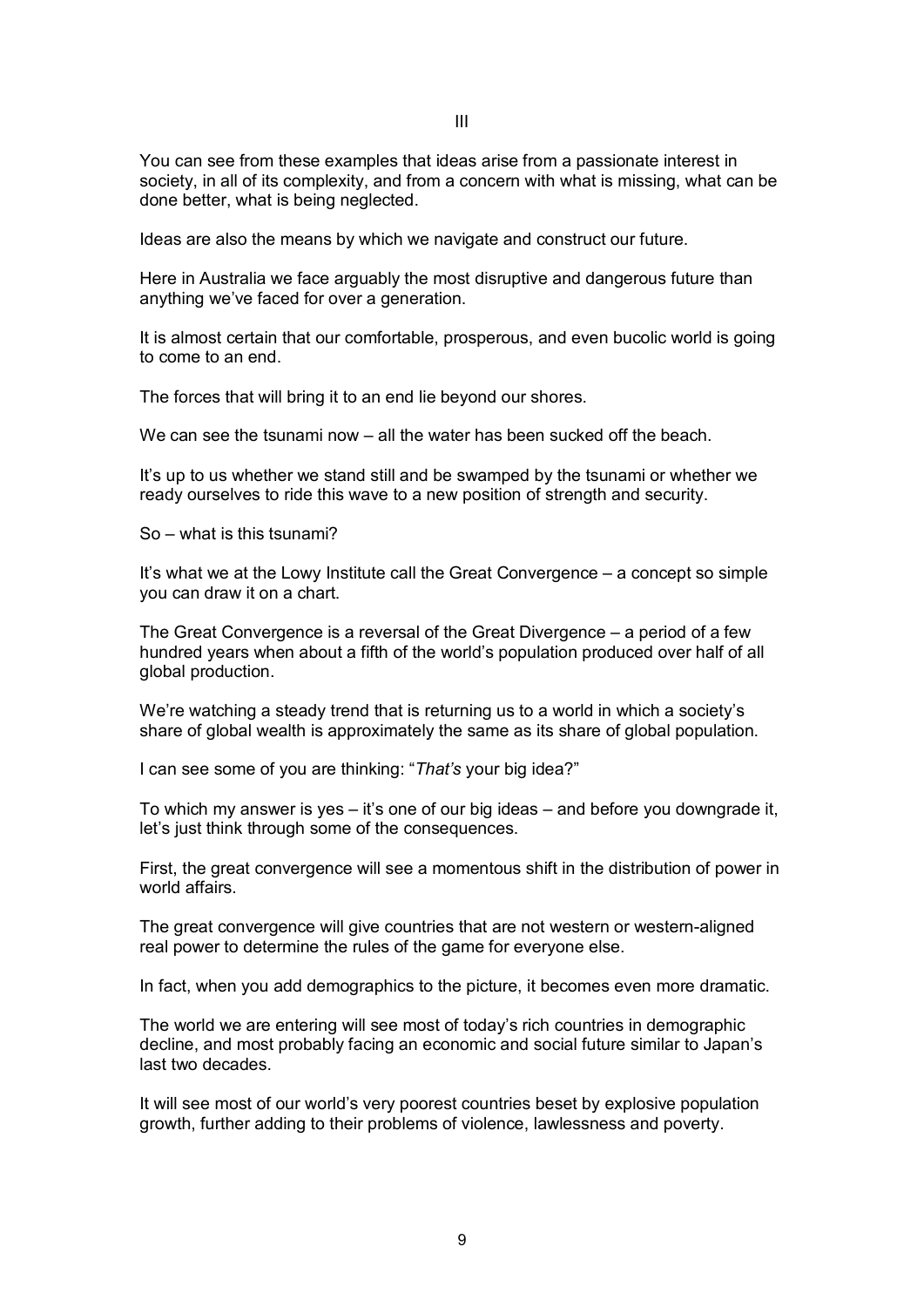## III

You can see from these examples that ideas arise from a passionate interest in society, in all of its complexity, and from a concern with what is missing, what can be done better, what is being neglected.

Ideas are also the means by which we navigate and construct our future.

Here in Australia we face arguably the most disruptive and dangerous future than anything we've faced for over a generation.

It is almost certain that our comfortable, prosperous, and even bucolic world is going to come to an end.

The forces that will bring it to an end lie beyond our shores.

We can see the tsunami now – all the water has been sucked off the beach.

It's up to us whether we stand still and be swamped by the tsunami or whether we ready ourselves to ride this wave to a new position of strength and security.

So – what is this tsunami?

It's what we at the Lowy Institute call the Great Convergence – a concept so simple you can draw it on a chart.

The Great Convergence is a reversal of the Great Divergence – a period of a few hundred years when about a fifth of the world's population produced over half of all global production.

We're watching a steady trend that is returning us to a world in which a society's share of global wealth is approximately the same as its share of global population.

I can see some of you are thinking: "*That's* your big idea?"

To which my answer is yes – it's one of our big ideas – and before you downgrade it, let's just think through some of the consequences.

First, the great convergence will see a momentous shift in the distribution of power in world affairs.

The great convergence will give countries that are not western or western-aligned real power to determine the rules of the game for everyone else.

In fact, when you add demographics to the picture, it becomes even more dramatic.

The world we are entering will see most of today's rich countries in demographic decline, and most probably facing an economic and social future similar to Japan's last two decades.

It will see most of our world's very poorest countries beset by explosive population growth, further adding to their problems of violence, lawlessness and poverty.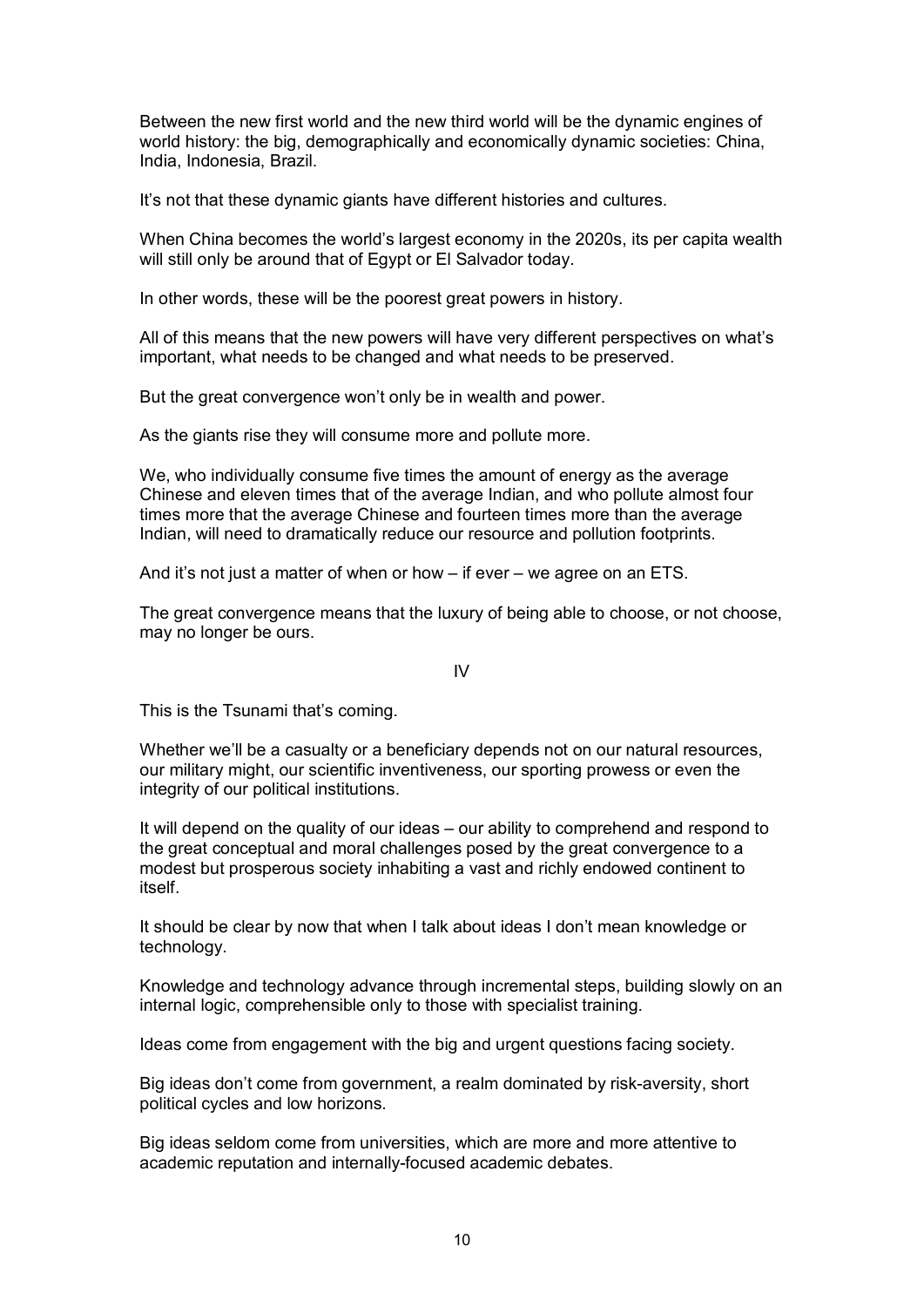Between the new first world and the new third world will be the dynamic engines of world history: the big, demographically and economically dynamic societies: China, India, Indonesia, Brazil.

It's not that these dynamic giants have different histories and cultures.

When China becomes the world's largest economy in the 2020s, its per capita wealth will still only be around that of Egypt or El Salvador today.

In other words, these will be the poorest great powers in history.

All of this means that the new powers will have very different perspectives on what's important, what needs to be changed and what needs to be preserved.

But the great convergence won't only be in wealth and power.

As the giants rise they will consume more and pollute more.

We, who individually consume five times the amount of energy as the average Chinese and eleven times that of the average Indian, and who pollute almost four times more that the average Chinese and fourteen times more than the average Indian, will need to dramatically reduce our resource and pollution footprints.

And it's not just a matter of when or how – if ever – we agree on an ETS.

The great convergence means that the luxury of being able to choose, or not choose, may no longer be ours.

## IV

This is the Tsunami that's coming.

Whether we'll be a casualty or a beneficiary depends not on our natural resources, our military might, our scientific inventiveness, our sporting prowess or even the integrity of our political institutions.

It will depend on the quality of our ideas – our ability to comprehend and respond to the great conceptual and moral challenges posed by the great convergence to a modest but prosperous society inhabiting a vast and richly endowed continent to itself.

It should be clear by now that when I talk about ideas I don't mean knowledge or technology.

Knowledge and technology advance through incremental steps, building slowly on an internal logic, comprehensible only to those with specialist training.

Ideas come from engagement with the big and urgent questions facing society.

Big ideas don't come from government, a realm dominated by risk-aversity, short political cycles and low horizons.

Big ideas seldom come from universities, which are more and more attentive to academic reputation and internally-focused academic debates.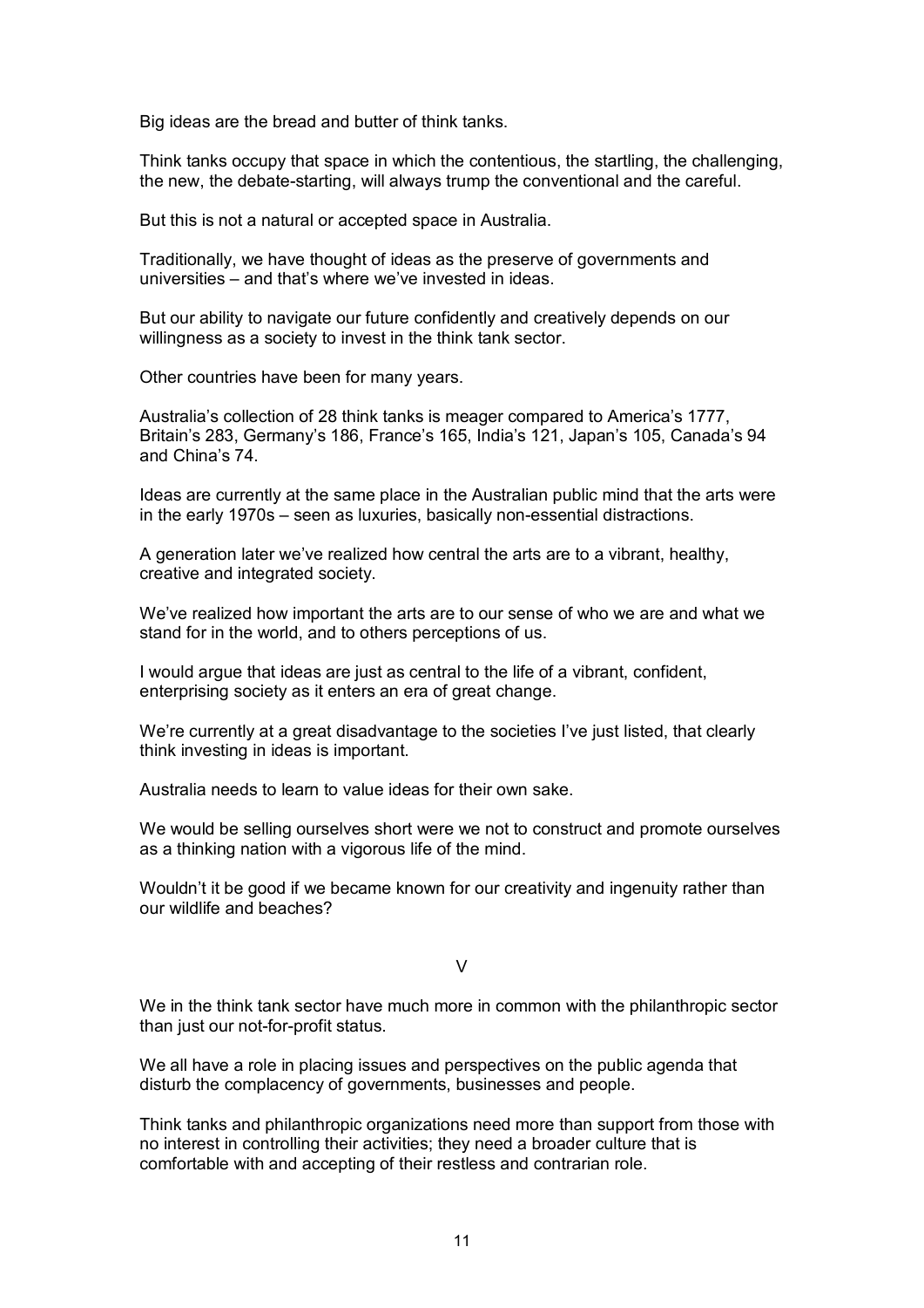Big ideas are the bread and butter of think tanks.

Think tanks occupy that space in which the contentious, the startling, the challenging, the new, the debate-starting, will always trump the conventional and the careful.

But this is not a natural or accepted space in Australia.

Traditionally, we have thought of ideas as the preserve of governments and universities – and that's where we've invested in ideas.

But our ability to navigate our future confidently and creatively depends on our willingness as a society to invest in the think tank sector.

Other countries have been for many years.

Australia's collection of 28 think tanks is meager compared to America's 1777, Britain's 283, Germany's 186, France's 165, India's 121, Japan's 105, Canada's 94 and China's 74.

Ideas are currently at the same place in the Australian public mind that the arts were in the early 1970s – seen as luxuries, basically non-essential distractions.

A generation later we've realized how central the arts are to a vibrant, healthy, creative and integrated society.

We've realized how important the arts are to our sense of who we are and what we stand for in the world, and to others perceptions of us.

I would argue that ideas are just as central to the life of a vibrant, confident, enterprising society as it enters an era of great change.

We're currently at a great disadvantage to the societies I've just listed, that clearly think investing in ideas is important.

Australia needs to learn to value ideas for their own sake.

We would be selling ourselves short were we not to construct and promote ourselves as a thinking nation with a vigorous life of the mind.

Wouldn't it be good if we became known for our creativity and ingenuity rather than our wildlife and beaches?

## V

We in the think tank sector have much more in common with the philanthropic sector than just our not-for-profit status.

We all have a role in placing issues and perspectives on the public agenda that disturb the complacency of governments, businesses and people.

Think tanks and philanthropic organizations need more than support from those with no interest in controlling their activities; they need a broader culture that is comfortable with and accepting of their restless and contrarian role.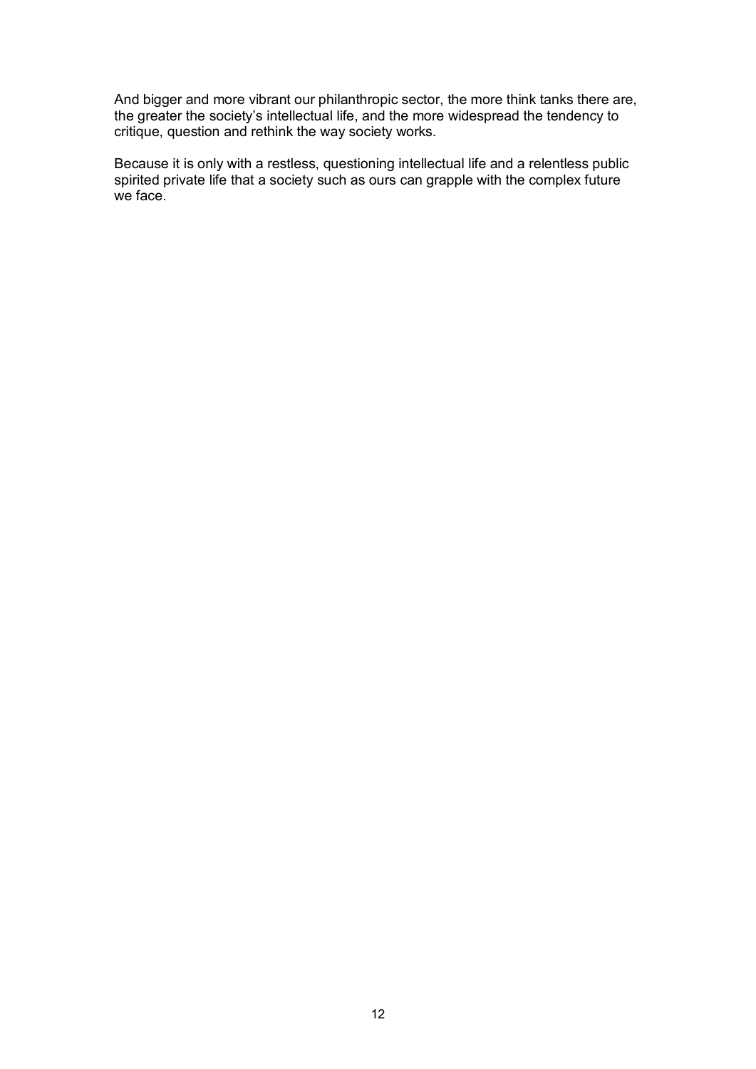And bigger and more vibrant our philanthropic sector, the more think tanks there are, the greater the society's intellectual life, and the more widespread the tendency to critique, question and rethink the way society works.

Because it is only with a restless, questioning intellectual life and a relentless public spirited private life that a society such as ours can grapple with the complex future we face.